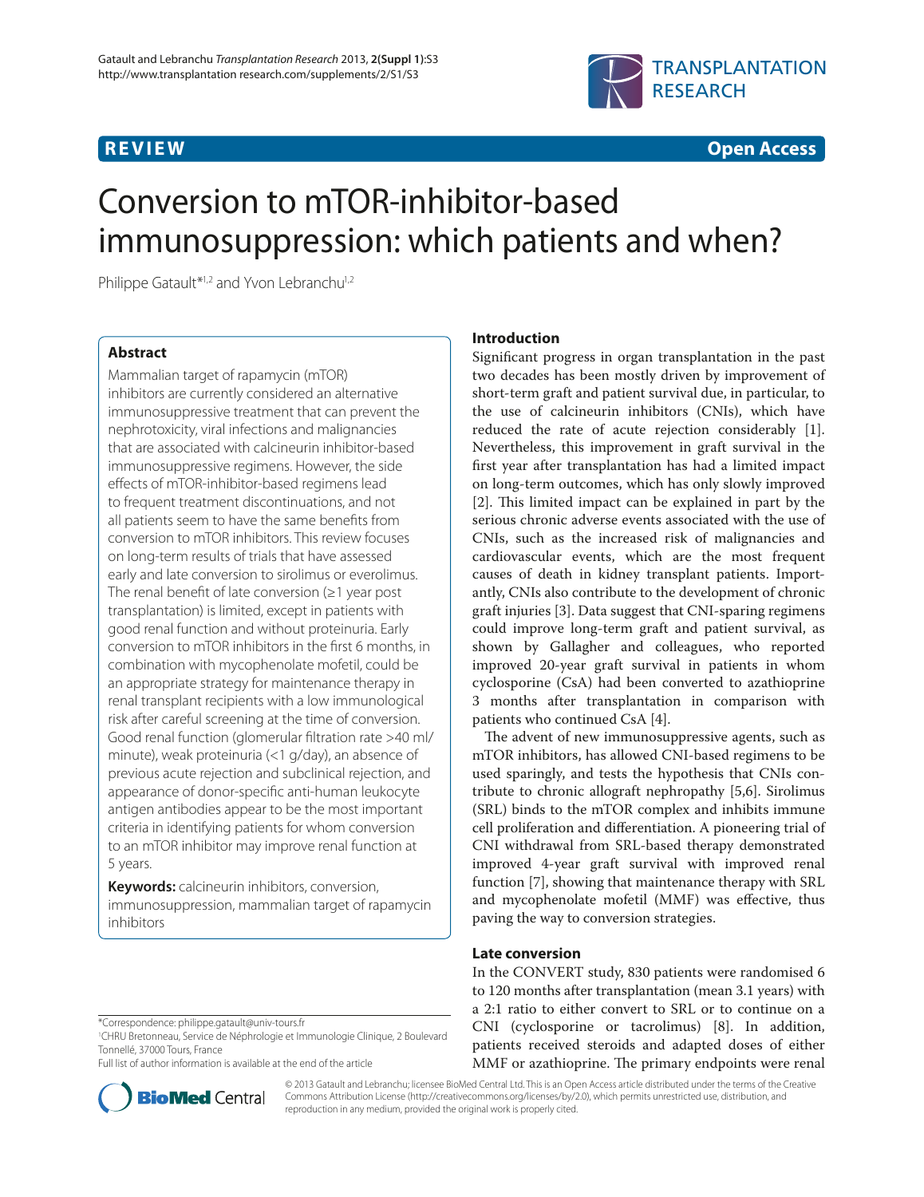REVIEW

Open Access

# Conversion to mTOR-inhibitor-based immunosuppression: which patients and when?

Philippe Gatault*[1,2] and Yvon Lebranchu[1,2]

## Abstract

Mammalian target of rapamycin (mTOR) inhibitors are currently considered an alternative immunosuppressive treatment that can prevent the nephrotoxicity, viral infections and malignancies that are associated with calcineurin inhibitor-based immunosuppressive regimens. However, the side effects of mTOR-inhibitor-based regimens lead to frequent treatment discontinuations, and not all patients seem to have the same benefits from conversion to mTOR inhibitors. This review focuses on long-term results of trials that have assessed early and late conversion to sirolimus or everolimus. The renal benefit of late conversion (≥1 year post transplantation) is limited, except in patients with good renal function and without proteinuria. Early conversion to mTOR inhibitors in the first 6 months, in combination with mycophenolate mofetil, could be an appropriate strategy for maintenance therapy in renal transplant recipients with a low immunological risk after careful screening at the time of conversion. Good renal function (glomerular filtration rate >40 ml/minute), weak proteinuria (<1 g/day), an absence of previous acute rejection and subclinical rejection, and appearance of donor-specific anti-human leukocyte antigen antibodies appear to be the most important criteria in identifying patients for whom conversion to an mTOR inhibitor may improve renal function at 5 years.

**Keywords:** calcineurin inhibitors, conversion, immunosuppression, mammalian target of rapamycin inhibitors

*Correspondence: philippe.gatault@univ-tours.fr
[1]CHRU Bretonneau, Service de Néphrologie et Immunologie Clinique, 2 Boulevard Tonnellé, 37000 Tours, France
Full list of author information is available at the end of the article

## Introduction

Significant progress in organ transplantation in the past two decades has been mostly driven by improvement of short-term graft and patient survival due, in particular, to the use of calcineurin inhibitors (CNIs), which have reduced the rate of acute rejection considerably [1]. Nevertheless, this improvement in graft survival in the first year after transplantation has had a limited impact on long-term outcomes, which has only slowly improved [2]. This limited impact can be explained in part by the serious chronic adverse events associated with the use of CNIs, such as the increased risk of malignancies and cardiovascular events, which are the most frequent causes of death in kidney transplant patients. Importantly, CNIs also contribute to the development of chronic graft injuries [3]. Data suggest that CNI-sparing regimens could improve long-term graft and patient survival, as shown by Gallagher and colleagues, who reported improved 20-year graft survival in patients in whom cyclosporine (CsA) had been converted to azathioprine 3 months after transplantation in comparison with patients who continued CsA [4].

The advent of new immunosuppressive agents, such as mTOR inhibitors, has allowed CNI-based regimens to be used sparingly, and tests the hypothesis that CNIs contribute to chronic allograft nephropathy [5,6]. Sirolimus (SRL) binds to the mTOR complex and inhibits immune cell proliferation and differentiation. A pioneering trial of CNI withdrawal from SRL-based therapy demonstrated improved 4-year graft survival with improved renal function [7], showing that maintenance therapy with SRL and mycophenolate mofetil (MMF) was effective, thus paving the way to conversion strategies.

## Late conversion

In the CONVERT study, 830 patients were randomised 6 to 120 months after transplantation (mean 3.1 years) with a 2:1 ratio to either convert to SRL or to continue on a CNI (cyclosporine or tacrolimus) [8]. In addition, patients received steroids and adapted doses of either MMF or azathioprine. The primary endpoints were renal

© 2013 Gatault and Lebranchu; licensee BioMed Central Ltd. This is an Open Access article distributed under the terms of the Creative Commons Attribution License (http://creativecommons.org/licenses/by/2.0), which permits unrestricted use, distribution, and reproduction in any medium, provided the original work is properly cited.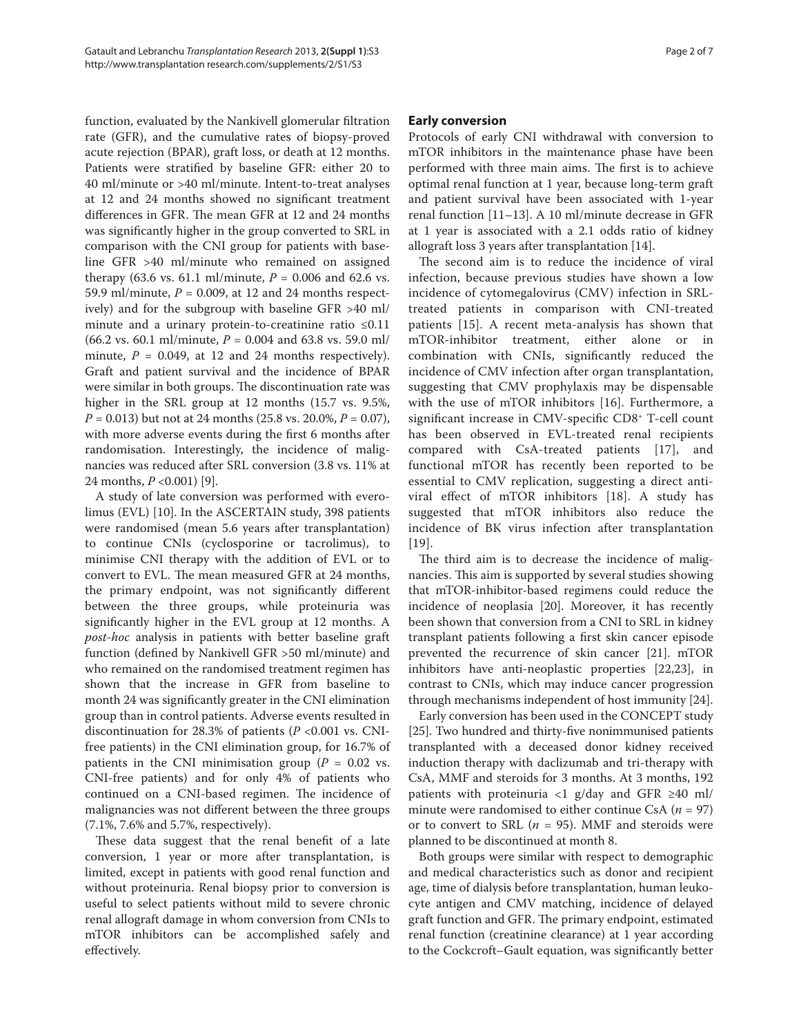function, evaluated by the Nankivell glomerular filtration rate (GFR), and the cumulative rates of biopsy-proved acute rejection (BPAR), graft loss, or death at 12 months. Patients were stratified by baseline GFR: either 20 to 40 ml/minute or >40 ml/minute. Intent-to-treat analyses at 12 and 24 months showed no significant treatment differences in GFR. The mean GFR at 12 and 24 months was significantly higher in the group converted to SRL in comparison with the CNI group for patients with baseline GFR >40 ml/minute who remained on assigned therapy (63.6 vs. 61.1 ml/minute, $P = 0.006$ and 62.6 vs. 59.9 ml/minute, $P = 0.009$, at 12 and 24 months respectively) and for the subgroup with baseline GFR >40 ml/minute and a urinary protein-to-creatinine ratio ≤0.11 (66.2 vs. 60.1 ml/minute, $P = 0.004$ and 63.8 vs. 59.0 ml/minute, $P = 0.049$, at 12 and 24 months respectively). Graft and patient survival and the incidence of BPAR were similar in both groups. The discontinuation rate was higher in the SRL group at 12 months (15.7 vs. 9.5%, $P = 0.013$) but not at 24 months (25.8 vs. 20.0%, $P = 0.07$), with more adverse events during the first 6 months after randomisation. Interestingly, the incidence of malignancies was reduced after SRL conversion (3.8 vs. 11% at 24 months, $P < 0.001$) [9].

A study of late conversion was performed with everolimus (EVL) [10]. In the ASCERTAIN study, 398 patients were randomised (mean 5.6 years after transplantation) to continue CNIs (cyclosporine or tacrolimus), to minimise CNI therapy with the addition of EVL or to convert to EVL. The mean measured GFR at 24 months, the primary endpoint, was not significantly different between the three groups, while proteinuria was significantly higher in the EVL group at 12 months. A *post-hoc* analysis in patients with better baseline graft function (defined by Nankivell GFR >50 ml/minute) and who remained on the randomised treatment regimen has shown that the increase in GFR from baseline to month 24 was significantly greater in the CNI elimination group than in control patients. Adverse events resulted in discontinuation for 28.3% of patients ($P < 0.001$ vs. CNI-free patients) in the CNI elimination group, for 16.7% of patients in the CNI minimisation group ($P = 0.02$ vs. CNI-free patients) and for only 4% of patients who continued on a CNI-based regimen. The incidence of malignancies was not different between the three groups (7.1%, 7.6% and 5.7%, respectively).

These data suggest that the renal benefit of a late conversion, 1 year or more after transplantation, is limited, except in patients with good renal function and without proteinuria. Renal biopsy prior to conversion is useful to select patients without mild to severe chronic renal allograft damage in whom conversion from CNIs to mTOR inhibitors can be accomplished safely and effectively.

## Early conversion

Protocols of early CNI withdrawal with conversion to mTOR inhibitors in the maintenance phase have been performed with three main aims. The first is to achieve optimal renal function at 1 year, because long-term graft and patient survival have been associated with 1-year renal function [11–13]. A 10 ml/minute decrease in GFR at 1 year is associated with a 2.1 odds ratio of kidney allograft loss 3 years after transplantation [14].

The second aim is to reduce the incidence of viral infection, because previous studies have shown a low incidence of cytomegalovirus (CMV) infection in SRL-treated patients in comparison with CNI-treated patients [15]. A recent meta-analysis has shown that mTOR-inhibitor treatment, either alone or in combination with CNIs, significantly reduced the incidence of CMV infection after organ transplantation, suggesting that CMV prophylaxis may be dispensable with the use of mTOR inhibitors [16]. Furthermore, a significant increase in CMV-specific $CD8^+$ T-cell count has been observed in EVL-treated renal recipients compared with CsA-treated patients [17], and functional mTOR has recently been reported to be essential to CMV replication, suggesting a direct antiviral effect of mTOR inhibitors [18]. A study has suggested that mTOR inhibitors also reduce the incidence of BK virus infection after transplantation [19].

The third aim is to decrease the incidence of malignancies. This aim is supported by several studies showing that mTOR-inhibitor-based regimens could reduce the incidence of neoplasia [20]. Moreover, it has recently been shown that conversion from a CNI to SRL in kidney transplant patients following a first skin cancer episode prevented the recurrence of skin cancer [21]. mTOR inhibitors have anti-neoplastic properties [22,23], in contrast to CNIs, which may induce cancer progression through mechanisms independent of host immunity [24].

Early conversion has been used in the CONCEPT study [25]. Two hundred and thirty-five nonimmunised patients transplanted with a deceased donor kidney received induction therapy with daclizumab and tri-therapy with CsA, MMF and steroids for 3 months. At 3 months, 192 patients with proteinuria <1 g/day and GFR ≥40 ml/minute were randomised to either continue CsA ($n = 97$) or to convert to SRL ($n = 95$). MMF and steroids were planned to be discontinued at month 8.

Both groups were similar with respect to demographic and medical characteristics such as donor and recipient age, time of dialysis before transplantation, human leukocyte antigen and CMV matching, incidence of delayed graft function and GFR. The primary endpoint, estimated renal function (creatinine clearance) at 1 year according to the Cockcroft–Gault equation, was significantly better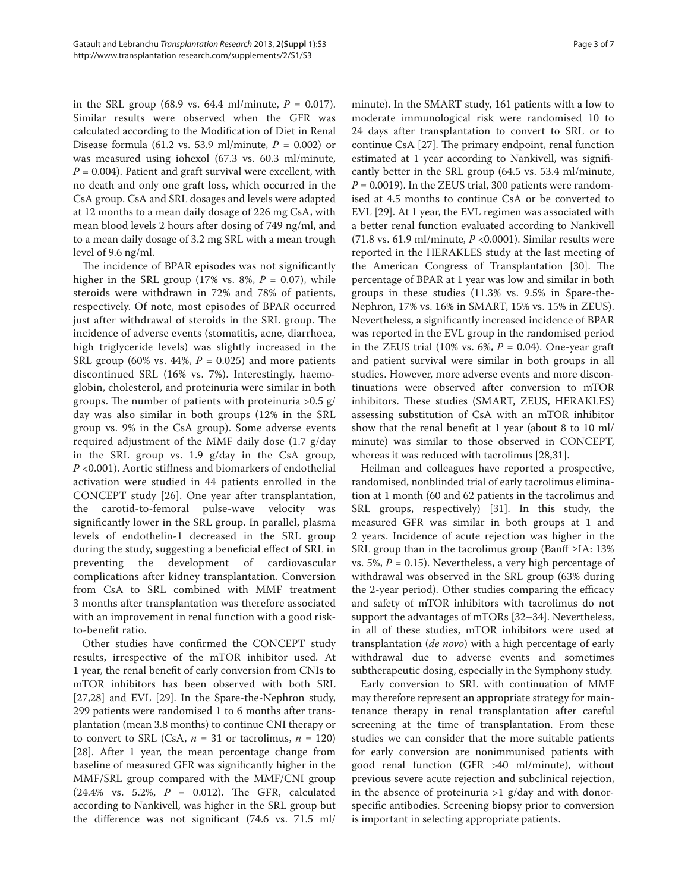in the SRL group (68.9 vs. 64.4 ml/minute, $P = 0.017$). Similar results were observed when the GFR was calculated according to the Modification of Diet in Renal Disease formula (61.2 vs. 53.9 ml/minute, $P = 0.002$) or was measured using iohexol (67.3 vs. 60.3 ml/minute, $P = 0.004$). Patient and graft survival were excellent, with no death and only one graft loss, which occurred in the CsA group. CsA and SRL dosages and levels were adapted at 12 months to a mean daily dosage of 226 mg CsA, with mean blood levels 2 hours after dosing of 749 ng/ml, and to a mean daily dosage of 3.2 mg SRL with a mean trough level of 9.6 ng/ml.

The incidence of BPAR episodes was not significantly higher in the SRL group (17% vs. 8%, $P = 0.07$), while steroids were withdrawn in 72% and 78% of patients, respectively. Of note, most episodes of BPAR occurred just after withdrawal of steroids in the SRL group. The incidence of adverse events (stomatitis, acne, diarrhoea, high triglyceride levels) was slightly increased in the SRL group (60% vs. 44%, $P = 0.025$) and more patients discontinued SRL (16% vs. 7%). Interestingly, haemoglobin, cholesterol, and proteinuria were similar in both groups. The number of patients with proteinuria >0.5 g/day was also similar in both groups (12% in the SRL group vs. 9% in the CsA group). Some adverse events required adjustment of the MMF daily dose (1.7 g/day in the SRL group vs. 1.9 g/day in the CsA group, $P < 0.001$). Aortic stiffness and biomarkers of endothelial activation were studied in 44 patients enrolled in the CONCEPT study [26]. One year after transplantation, the carotid-to-femoral pulse-wave velocity was significantly lower in the SRL group. In parallel, plasma levels of endothelin-1 decreased in the SRL group during the study, suggesting a beneficial effect of SRL in preventing the development of cardiovascular complications after kidney transplantation. Conversion from CsA to SRL combined with MMF treatment 3 months after transplantation was therefore associated with an improvement in renal function with a good risk-to-benefit ratio.

Other studies have confirmed the CONCEPT study results, irrespective of the mTOR inhibitor used. At 1 year, the renal benefit of early conversion from CNIs to mTOR inhibitors has been observed with both SRL [27,28] and EVL [29]. In the Spare-the-Nephron study, 299 patients were randomised 1 to 6 months after transplantation (mean 3.8 months) to continue CNI therapy or to convert to SRL (CsA, $n = 31$ or tacrolimus, $n = 120$) [28]. After 1 year, the mean percentage change from baseline of measured GFR was significantly higher in the MMF/SRL group compared with the MMF/CNI group (24.4% vs. 5.2%, $P = 0.012$). The GFR, calculated according to Nankivell, was higher in the SRL group but the difference was not significant (74.6 vs. 71.5 ml/minute). In the SMART study, 161 patients with a low to moderate immunological risk were randomised 10 to 24 days after transplantation to convert to SRL or to continue CsA [27]. The primary endpoint, renal function estimated at 1 year according to Nankivell, was significantly better in the SRL group (64.5 vs. 53.4 ml/minute, $P = 0.0019$). In the ZEUS trial, 300 patients were randomised at 4.5 months to continue CsA or be converted to EVL [29]. At 1 year, the EVL regimen was associated with a better renal function evaluated according to Nankivell (71.8 vs. 61.9 ml/minute, $P < 0.0001$). Similar results were reported in the HERAKLES study at the last meeting of the American Congress of Transplantation [30]. The percentage of BPAR at 1 year was low and similar in both groups in these studies (11.3% vs. 9.5% in Spare-the-Nephron, 17% vs. 16% in SMART, 15% vs. 15% in ZEUS). Nevertheless, a significantly increased incidence of BPAR was reported in the EVL group in the randomised period in the ZEUS trial (10% vs. 6%, $P = 0.04$). One-year graft and patient survival were similar in both groups in all studies. However, more adverse events and more discontinuations were observed after conversion to mTOR inhibitors. These studies (SMART, ZEUS, HERAKLES) assessing substitution of CsA with an mTOR inhibitor show that the renal benefit at 1 year (about 8 to 10 ml/minute) was similar to those observed in CONCEPT, whereas it was reduced with tacrolimus [28,31].

Heilman and colleagues have reported a prospective, randomised, nonblinded trial of early tacrolimus elimination at 1 month (60 and 62 patients in the tacrolimus and SRL groups, respectively) [31]. In this study, the measured GFR was similar in both groups at 1 and 2 years. Incidence of acute rejection was higher in the SRL group than in the tacrolimus group (Banff ≥IA: 13% vs. 5%, $P = 0.15$). Nevertheless, a very high percentage of withdrawal was observed in the SRL group (63% during the 2-year period). Other studies comparing the efficacy and safety of mTOR inhibitors with tacrolimus do not support the advantages of mTORs [32–34]. Nevertheless, in all of these studies, mTOR inhibitors were used at transplantation (*de novo*) with a high percentage of early withdrawal due to adverse events and sometimes subtherapeutic dosing, especially in the Symphony study.

Early conversion to SRL with continuation of MMF may therefore represent an appropriate strategy for maintenance therapy in renal transplantation after careful screening at the time of transplantation. From these studies we can consider that the more suitable patients for early conversion are nonimmunised patients with good renal function (GFR >40 ml/minute), without previous severe acute rejection and subclinical rejection, in the absence of proteinuria >1 g/day and with donor-specific antibodies. Screening biopsy prior to conversion is important in selecting appropriate patients.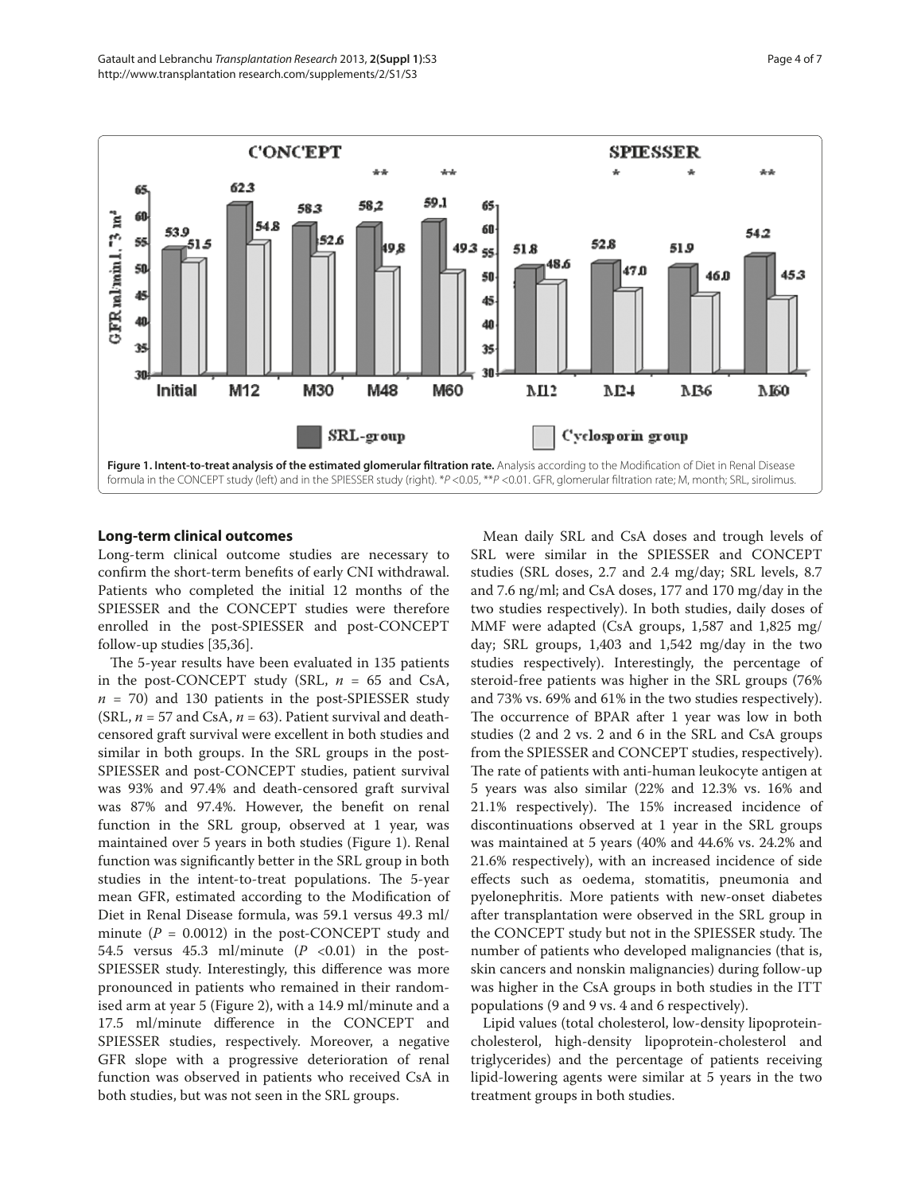**Figure 1. Intent-to-treat analysis of the estimated glomerular filtration rate.** Analysis according to the Modification of Diet in Renal Disease formula in the CONCEPT study (left) and in the SPIESSER study (right). $^{*}P < 0.05$, $^{**}P < 0.01$. GFR, glomerular filtration rate; M, month; SRL, sirolimus.

## Long-term clinical outcomes

Long-term clinical outcome studies are necessary to confirm the short-term benefits of early CNI withdrawal. Patients who completed the initial 12 months of the SPIESSER and the CONCEPT studies were therefore enrolled in the post-SPIESSER and post-CONCEPT follow-up studies [35,36].

The 5-year results have been evaluated in 135 patients in the post-CONCEPT study (SRL, $n$ = 65 and CsA, $n$ = 70) and 130 patients in the post-SPIESSER study (SRL, $n$ = 57 and CsA, $n$ = 63). Patient survival and death-censored graft survival were excellent in both studies and similar in both groups. In the SRL groups in the post-SPIESSER and post-CONCEPT studies, patient survival was 93% and 97.4% and death-censored graft survival was 87% and 97.4%. However, the benefit on renal function in the SRL group, observed at 1 year, was maintained over 5 years in both studies (Figure 1). Renal function was significantly better in the SRL group in both studies in the intent-to-treat populations. The 5-year mean GFR, estimated according to the Modification of Diet in Renal Disease formula, was 59.1 versus 49.3 ml/minute ($P$ = 0.0012) in the post-CONCEPT study and 54.5 versus 45.3 ml/minute ($P$ <0.01) in the post-SPIESSER study. Interestingly, this difference was more pronounced in patients who remained in their randomised arm at year 5 (Figure 2), with a 14.9 ml/minute and a 17.5 ml/minute difference in the CONCEPT and SPIESSER studies, respectively. Moreover, a negative GFR slope with a progressive deterioration of renal function was observed in patients who received CsA in both studies, but was not seen in the SRL groups.

Mean daily SRL and CsA doses and trough levels of SRL were similar in the SPIESSER and CONCEPT studies (SRL doses, 2.7 and 2.4 mg/day; SRL levels, 8.7 and 7.6 ng/ml; and CsA doses, 177 and 170 mg/day in the two studies respectively). In both studies, daily doses of MMF were adapted (CsA groups, 1,587 and 1,825 mg/day; SRL groups, 1,403 and 1,542 mg/day in the two studies respectively). Interestingly, the percentage of steroid-free patients was higher in the SRL groups (76% and 73% vs. 69% and 61% in the two studies respectively). The occurrence of BPAR after 1 year was low in both studies (2 and 2 vs. 2 and 6 in the SRL and CsA groups from the SPIESSER and CONCEPT studies, respectively). The rate of patients with anti-human leukocyte antigen at 5 years was also similar (22% and 12.3% vs. 16% and 21.1% respectively). The 15% increased incidence of discontinuations observed at 1 year in the SRL groups was maintained at 5 years (40% and 44.6% vs. 24.2% and 21.6% respectively), with an increased incidence of side effects such as oedema, stomatitis, pneumonia and pyelonephritis. More patients with new-onset diabetes after transplantation were observed in the SRL group in the CONCEPT study but not in the SPIESSER study. The number of patients who developed malignancies (that is, skin cancers and nonskin malignancies) during follow-up was higher in the CsA groups in both studies in the ITT populations (9 and 9 vs. 4 and 6 respectively).

Lipid values (total cholesterol, low-density lipoprotein-cholesterol, high-density lipoprotein-cholesterol and triglycerides) and the percentage of patients receiving lipid-lowering agents were similar at 5 years in the two treatment groups in both studies.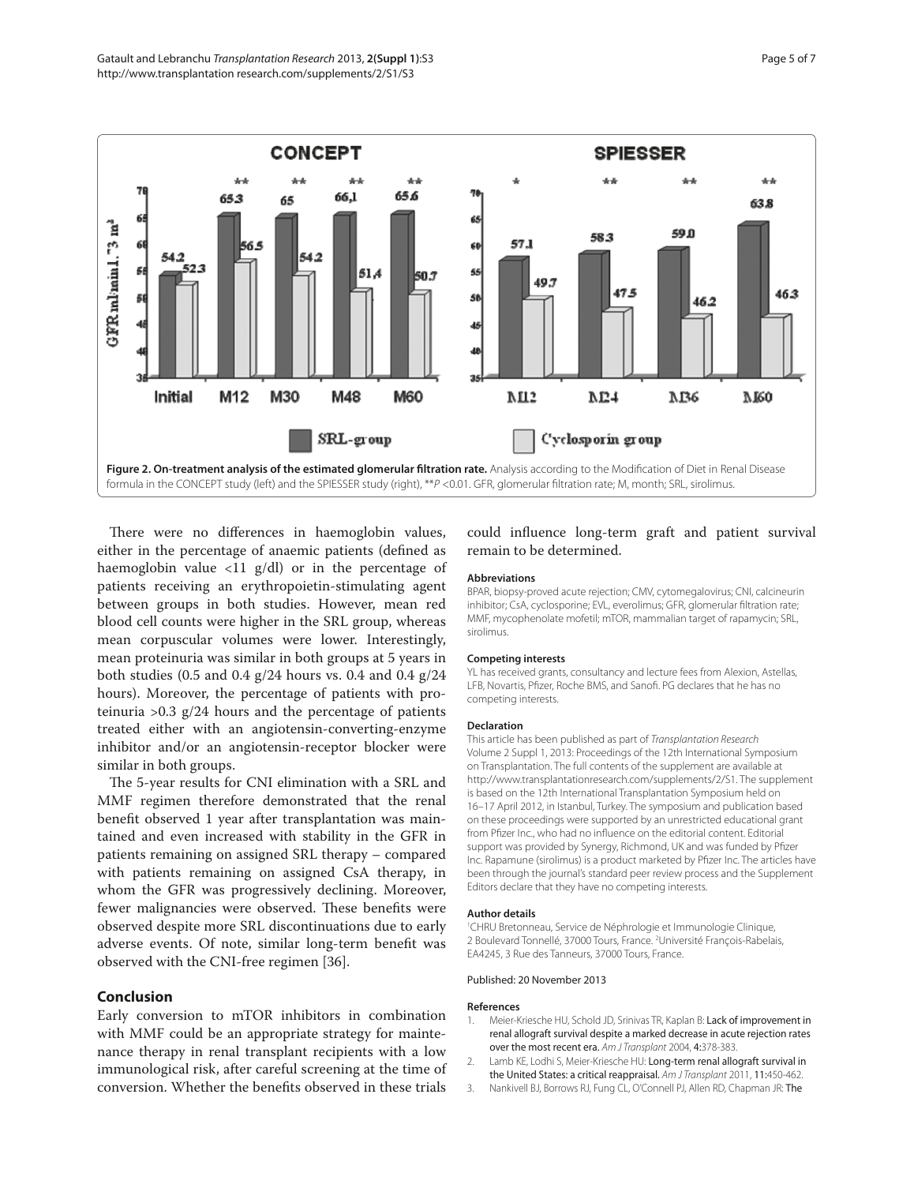**Figure 2. On-treatment analysis of the estimated glomerular filtration rate.** Analysis according to the Modification of Diet in Renal Disease formula in the CONCEPT study (left) and the SPIESSER study (right), \*\*$P$ <0.01. GFR, glomerular filtration rate; M, month; SRL, sirolimus.

There were no differences in haemoglobin values, either in the percentage of anaemic patients (defined as haemoglobin value <11 g/dl) or in the percentage of patients receiving an erythropoietin-stimulating agent between groups in both studies. However, mean red blood cell counts were higher in the SRL group, whereas mean corpuscular volumes were lower. Interestingly, mean proteinuria was similar in both groups at 5 years in both studies (0.5 and 0.4 g/24 hours vs. 0.4 and 0.4 g/24 hours). Moreover, the percentage of patients with proteinuria >0.3 g/24 hours and the percentage of patients treated either with an angiotensin-converting-enzyme inhibitor and/or an angiotensin-receptor blocker were similar in both groups.

The 5-year results for CNI elimination with a SRL and MMF regimen therefore demonstrated that the renal benefit observed 1 year after transplantation was maintained and even increased with stability in the GFR in patients remaining on assigned SRL therapy – compared with patients remaining on assigned CsA therapy, in whom the GFR was progressively declining. Moreover, fewer malignancies were observed. These benefits were observed despite more SRL discontinuations due to early adverse events. Of note, similar long-term benefit was observed with the CNI-free regimen [36].

## Conclusion

Early conversion to mTOR inhibitors in combination with MMF could be an appropriate strategy for maintenance therapy in renal transplant recipients with a low immunological risk, after careful screening at the time of conversion. Whether the benefits observed in these trials could influence long-term graft and patient survival remain to be determined.

#### Abbreviations

BPAR, biopsy-proved acute rejection; CMV, cytomegalovirus; CNI, calcineurin inhibitor; CsA, cyclosporine; EVL, everolimus; GFR, glomerular filtration rate; MMF, mycophenolate mofetil; mTOR, mammalian target of rapamycin; SRL, sirolimus.

#### Competing interests

YL has received grants, consultancy and lecture fees from Alexion, Astellas, LFB, Novartis, Pfizer, Roche BMS, and Sanofi. PG declares that he has no competing interests.

#### Declaration

This article has been published as part of *Transplantation Research* Volume 2 Suppl 1, 2013: Proceedings of the 12th International Symposium on Transplantation. The full contents of the supplement are available at http://www.transplantationresearch.com/supplements/2/S1. The supplement is based on the 12th International Transplantation Symposium held on 16–17 April 2012, in Istanbul, Turkey. The symposium and publication based on these proceedings were supported by an unrestricted educational grant from Pfizer Inc., who had no influence on the editorial content. Editorial support was provided by Synergy, Richmond, UK and was funded by Pfizer Inc. Rapamune (sirolimus) is a product marketed by Pfizer Inc. The articles have been through the journal's standard peer review process and the Supplement Editors declare that they have no competing interests.

#### Author details

[1]CHRU Bretonneau, Service de Néphrologie et Immunologie Clinique, 2 Boulevard Tonnellé, 37000 Tours, France. [2]Université François-Rabelais, EA4245, 3 Rue des Tanneurs, 37000 Tours, France.

Published: 20 November 2013

#### References

1. Meier-Kriesche HU, Schold JD, Srinivas TR, Kaplan B: **Lack of improvement in renal allograft survival despite a marked decrease in acute rejection rates over the most recent era.** *Am J Transplant* 2004, **4**:378-383.
2. Lamb KE, Lodhi S, Meier-Kriesche HU: **Long-term renal allograft survival in the United States: a critical reappraisal.** *Am J Transplant* 2011, **11**:450-462.
3. Nankivell BJ, Borrows RJ, Fung CL, O'Connell PJ, Allen RD, Chapman JR: **The**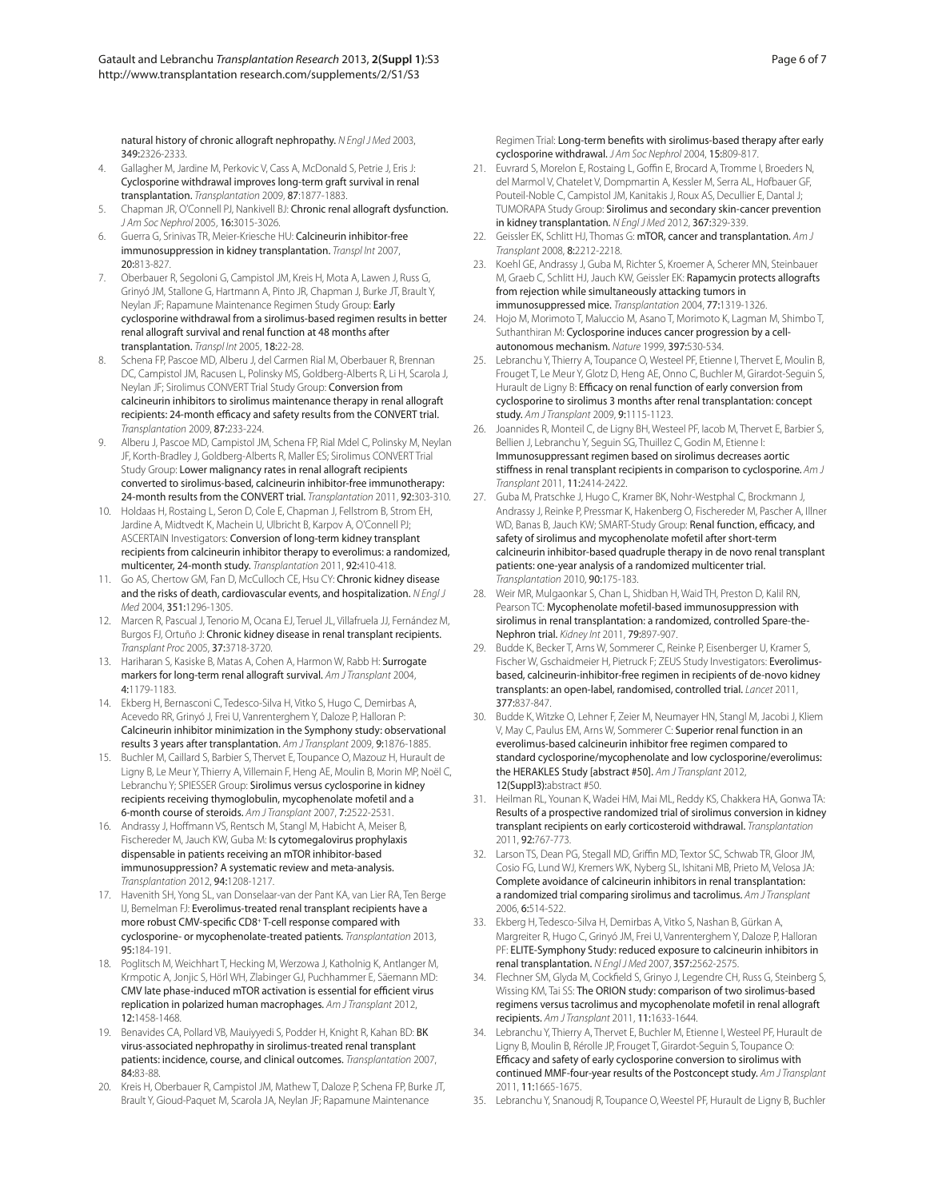natural history of chronic allograft nephropathy. *N Engl J Med* 2003, **349**:2326-2333.

4. Gallagher M, Jardine M, Perkovic V, Cass A, McDonald S, Petrie J, Eris J: Cyclosporine withdrawal improves long-term graft survival in renal transplantation. *Transplantation* 2009, **87**:1877-1883.
5. Chapman JR, O'Connell PJ, Nankivell BJ: Chronic renal allograft dysfunction. *J Am Soc Nephrol* 2005, **16**:3015-3026.
6. Guerra G, Srinivas TR, Meier-Kriesche HU: Calcineurin inhibitor-free immunosuppression in kidney transplantation. *Transpl Int* 2007, **20**:813-827.
7. Oberbauer R, Segoloni G, Campistol JM, Kreis H, Mota A, Lawen J, Russ G, Grinyó JM, Stallone G, Hartmann A, Pinto JR, Chapman J, Burke JT, Brault Y, Neylan JF; Rapamune Maintenance Regimen Study Group: Early cyclosporine withdrawal from a sirolimus-based regimen results in better renal allograft survival and renal function at 48 months after transplantation. *Transpl Int* 2005, **18**:22-28.
8. Schena FP, Pascoe MD, Alberu J, del Carmen Rial M, Oberbauer R, Brennan DC, Campistol JM, Racusen L, Polinsky MS, Goldberg-Alberts R, Li H, Scarola J, Neylan JF; Sirolimus CONVERT Trial Study Group: Conversion from calcineurin inhibitors to sirolimus maintenance therapy in renal allograft recipients: 24-month efficacy and safety results from the CONVERT trial. *Transplantation* 2009, **87**:233-224.
9. Alberu J, Pascoe MD, Campistol JM, Schena FP, Rial Mdel C, Polinsky M, Neylan JF, Korth-Bradley J, Goldberg-Alberts R, Maller ES; Sirolimus CONVERT Trial Study Group: Lower malignancy rates in renal allograft recipients converted to sirolimus-based, calcineurin inhibitor-free immunotherapy: 24-month results from the CONVERT trial. *Transplantation* 2011, **92**:303-310.
10. Holdaas H, Rostaing L, Seron D, Cole E, Chapman J, Fellstrom B, Strom EH, Jardine A, Midtvedt K, Machein U, Ulbricht B, Karpov A, O'Connell PJ; ASCERTAIN Investigators: Conversion of long-term kidney transplant recipients from calcineurin inhibitor therapy to everolimus: a randomized, multicenter, 24-month study. *Transplantation* 2011, **92**:410-418.
11. Go AS, Chertow GM, Fan D, McCulloch CE, Hsu CY: Chronic kidney disease and the risks of death, cardiovascular events, and hospitalization. *N Engl J Med* 2004, **351**:1296-1305.
12. Marcen R, Pascual J, Tenorio M, Ocana EJ, Teruel JL, Villafruela JJ, Fernández M, Burgos FJ, Ortuño J: Chronic kidney disease in renal transplant recipients. *Transplant Proc* 2005, **37**:3718-3720.
13. Hariharan S, Kasiske B, Matas A, Cohen A, Harmon W, Rabb H: Surrogate markers for long-term renal allograft survival. *Am J Transplant* 2004, **4**:1179-1183.
14. Ekberg H, Bernasconi C, Tedesco-Silva H, Vitko S, Hugo C, Demirbas A, Acevedo RR, Grinyó J, Frei U, Vanrenterghem Y, Daloze P, Halloran P: Calcineurin inhibitor minimization in the Symphony study: observational results 3 years after transplantation. *Am J Transplant* 2009, **9**:1876-1885.
15. Buchler M, Caillard S, Barbier S, Thervet E, Toupance O, Mazouz H, Hurault de Ligny B, Le Meur Y, Thierry A, Villemain F, Heng AE, Moulin B, Morin MP, Noël C, Lebranchu Y; SPIESSER Group: Sirolimus versus cyclosporine in kidney recipients receiving thymoglobulin, mycophenolate mofetil and a 6-month course of steroids. *Am J Transplant* 2007, **7**:2522-2531.
16. Andrassy J, Hoffmann VS, Rentsch M, Stangl M, Habicht A, Meiser B, Fischereder M, Jauch KW, Guba M: Is cytomegalovirus prophylaxis dispensable in patients receiving an mTOR inhibitor-based immunosuppression? A systematic review and meta-analysis. *Transplantation* 2012, **94**:1208-1217.
17. Havenith SH, Yong SL, van Donselaar-van der Pant KA, van Lier RA, Ten Berge IJ, Bemelman FJ: Everolimus-treated renal transplant recipients have a more robust CMV-specific CD8+ T-cell response compared with cyclosporine- or mycophenolate-treated patients. *Transplantation* 2013, **95**:184-191.
18. Poglitsch M, Weichhart T, Hecking M, Werzowa J, Katholnig K, Antlanger M, Krmpotic A, Jonjic S, Hörl WH, Zlabinger GJ, Puchhammer E, Säemann MD: CMV late phase-induced mTOR activation is essential for efficient virus replication in polarized human macrophages. *Am J Transplant* 2012, **12**:1458-1468.
19. Benavides CA, Pollard VB, Mauiyyedi S, Podder H, Knight R, Kahan BD: BK virus-associated nephropathy in sirolimus-treated renal transplant patients: incidence, course, and clinical outcomes. *Transplantation* 2007, **84**:83-88.
20. Kreis H, Oberbauer R, Campistol JM, Mathew T, Daloze P, Schena FP, Burke JT, Brault Y, Gioud-Paquet M, Scarola JA, Neylan JF; Rapamune Maintenance Regimen Trial: Long-term benefits with sirolimus-based therapy after early cyclosporine withdrawal. *J Am Soc Nephrol* 2004, **15**:809-817.
21. Euvrard S, Morelon E, Rostaing L, Goffin E, Brocard A, Tromme I, Broeders N, del Marmol V, Chatelet V, Dompmartin A, Kessler M, Serra AL, Hofbauer GF, Pouteil-Noble C, Campistol JM, Kanitakis J, Roux AS, Decullier E, Dantal J; TUMORAPA Study Group: Sirolimus and secondary skin-cancer prevention in kidney transplantation. *N Engl J Med* 2012, **367**:329-339.
22. Geissler EK, Schlitt HJ, Thomas G: mTOR, cancer and transplantation. *Am J Transplant* 2008, **8**:2212-2218.
23. Koehl GE, Andrassy J, Guba M, Richter S, Kroemer A, Scherer MN, Steinbauer M, Graeb C, Schlitt HJ, Jauch KW, Geissler EK: Rapamycin protects allografts from rejection while simultaneously attacking tumors in immunosuppressed mice. *Transplantation* 2004, **77**:1319-1326.
24. Hojo M, Morimoto T, Maluccio M, Asano T, Morimoto K, Lagman M, Shimbo T, Suthanthiran M: Cyclosporine induces cancer progression by a cell-autonomous mechanism. *Nature* 1999, **397**:530-534.
25. Lebranchu Y, Thierry A, Toupance O, Westeel PF, Etienne I, Thervet E, Moulin B, Frouget T, Le Meur Y, Glotz D, Heng AE, Onno C, Buchler M, Girardot-Seguin S, Hurault de Ligny B: Efficacy on renal function of early conversion from cyclosporine to sirolimus 3 months after renal transplantation: concept study. *Am J Transplant* 2009, **9**:1115-1123.
26. Joannides R, Monteil C, de Ligny BH, Westeel PF, Iacob M, Thervet E, Barbier S, Bellien J, Lebranchu Y, Seguin SG, Thuillez C, Godin M, Etienne I: Immunosuppressant regimen based on sirolimus decreases aortic stiffness in renal transplant recipients in comparison to cyclosporine. *Am J Transplant* 2011, **11**:2414-2422.
27. Guba M, Pratschke J, Hugo C, Kramer BK, Nohr-Westphal C, Brockmann J, Andrassy J, Reinke P, Pressmar K, Hakenberg O, Fischereder M, Pascher A, Illner WD, Banas B, Jauch KW; SMART-Study Group: Renal function, efficacy, and safety of sirolimus and mycophenolate mofetil after short-term calcineurin inhibitor-based quadruple therapy in de novo renal transplant patients: one-year analysis of a randomized multicenter trial. *Transplantation* 2010, **90**:175-183.
28. Weir MR, Mulgaonkar S, Chan L, Shidban H, Waid TH, Preston D, Kalil RN, Pearson TC: Mycophenolate mofetil-based immunosuppression with sirolimus in renal transplantation: a randomized, controlled Spare-the-Nephron trial. *Kidney Int* 2011, **79**:897-907.
29. Budde K, Becker T, Arns W, Sommerer C, Reinke P, Eisenberger U, Kramer S, Fischer W, Gschaidmeier H, Pietruck F; ZEUS Study Investigators: Everolimus-based, calcineurin-inhibitor-free regimen in recipients of de-novo kidney transplants: an open-label, randomised, controlled trial. *Lancet* 2011, **377**:837-847.
30. Budde K, Witzke O, Lehner F, Zeier M, Neumayer HN, Stangl M, Jacobi J, Kliem V, May C, Paulus EM, Arns W, Sommerer C: Superior renal function in an everolimus-based calcineurin inhibitor free regimen compared to standard cyclosporine/mycophenolate and low cyclosporine/everolimus: the HERAKLES Study [abstract #50]. *Am J Transplant* 2012, **12(Suppl3)**:abstract #50.
31. Heilman RL, Younan K, Wadei HM, Mai ML, Reddy KS, Chakkera HA, Gonwa TA: Results of a prospective randomized trial of sirolimus conversion in kidney transplant recipients on early corticosteroid withdrawal. *Transplantation* 2011, **92**:767-773.
32. Larson TS, Dean PG, Stegall MD, Griffin MD, Textor SC, Schwab TR, Gloor JM, Cosio FG, Lund WJ, Kremers WK, Nyberg SL, Ishitani MB, Prieto M, Velosa JA: Complete avoidance of calcineurin inhibitors in renal transplantation: a randomized trial comparing sirolimus and tacrolimus. *Am J Transplant* 2006, **6**:514-522.
33. Ekberg H, Tedesco-Silva H, Demirbas A, Vitko S, Nashan B, Gürkan A, Margreiter R, Hugo C, Grinyó JM, Frei U, Vanrenterghem Y, Daloze P, Halloran PF: ELITE-Symphony Study: reduced exposure to calcineurin inhibitors in renal transplantation. *N Engl J Med* 2007, **357**:2562-2575.
34. Flechner SM, Glyda M, Cockfield S, Grinyo J, Legendre CH, Russ G, Steinberg S, Wissing KM, Tai SS: The ORION study: comparison of two sirolimus-based regimens versus tacrolimus and mycophenolate mofetil in renal allograft recipients. *Am J Transplant* 2011, **11**:1633-1644.
34. Lebranchu Y, Thierry A, Thervet E, Buchler M, Etienne I, Westeel PF, Hurault de Ligny B, Moulin B, Rérolle JP, Frouget T, Girardot-Seguin S, Toupance O: Efficacy and safety of early cyclosporine conversion to sirolimus with continued MMF-four-year results of the Postconcept study. *Am J Transplant* 2011, **11**:1665-1675.
35. Lebranchu Y, Snanoudj R, Toupance O, Weestel PF, Hurault de Ligny B, Buchler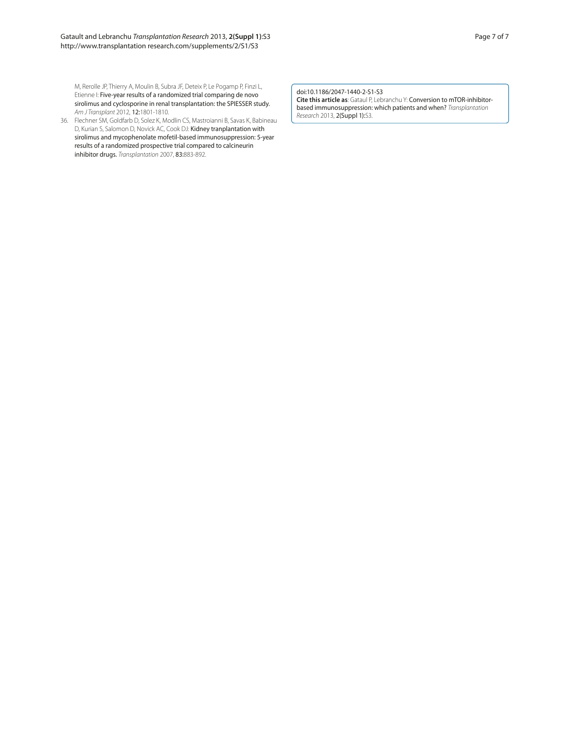M, Rerolle JP, Thierry A, Moulin B, Subra JF, Deteix P, Le Pogamp P, Finzi L, Etienne I: **Five-year results of a randomized trial comparing de novo sirolimus and cyclosporine in renal transplantation: the SPIESSER study.** *Am J Transplant* 2012, **12:**1801-1810.

36. Flechner SM, Goldfarb D, Solez K, Modlin CS, Mastroianni B, Savas K, Babineau D, Kurian S, Salomon D, Novick AC, Cook DJ: **Kidney tranplantation with sirolimus and mycophenolate mofetil-based immunosuppression: 5-year results of a randomized prospective trial compared to calcineurin inhibitor drugs.** *Transplantation* 2007, **83:**883-892.

doi:10.1186/2047-1440-2-S1-S3

**Cite this article as**: Gataul P, Lebranchu Y: **Conversion to mTOR-inhibitor-based immunosuppression: which patients and when?** *Transplantation Research* 2013, **2(Suppl 1):**S3.